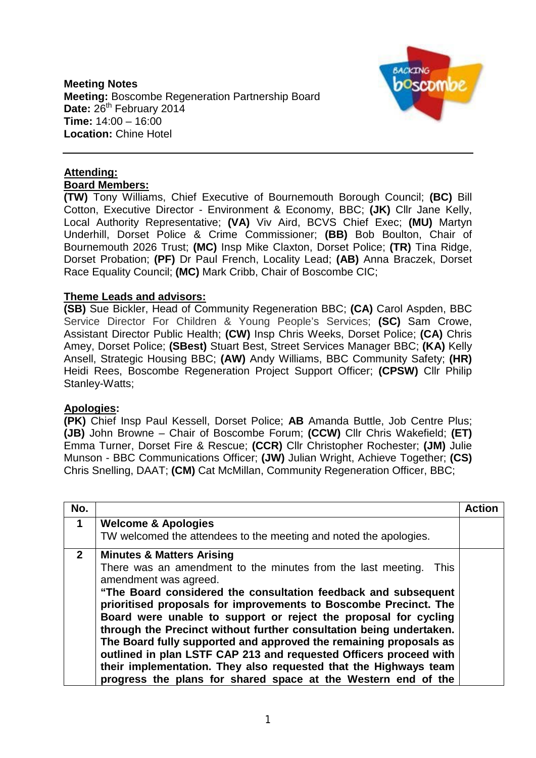**Meeting Notes**
**Meeting:** Boscombe Regeneration Partnership Board
**Date:** 26th February 2014
**Time:** 14:00 – 16:00
**Location:** Chine Hotel

---

**Attending:**

**Board Members:**

**(TW)** Tony Williams, Chief Executive of Bournemouth Borough Council; **(BC)** Bill Cotton, Executive Director - Environment & Economy, BBC; **(JK)** Cllr Jane Kelly, Local Authority Representative; **(VA)** Viv Aird, BCVS Chief Exec; **(MU)** Martyn Underhill, Dorset Police & Crime Commissioner; **(BB)** Bob Boulton, Chair of Bournemouth 2026 Trust; **(MC)** Insp Mike Claxton, Dorset Police; **(TR)** Tina Ridge, Dorset Probation; **(PF)** Dr Paul French, Locality Lead; **(AB)** Anna Braczek, Dorset Race Equality Council; **(MC)** Mark Cribb, Chair of Boscombe CIC;

**Theme Leads and advisors:**

**(SB)** Sue Bickler, Head of Community Regeneration BBC; **(CA)** Carol Aspden, BBC Service Director For Children & Young People's Services; **(SC)** Sam Crowe, Assistant Director Public Health; **(CW)** Insp Chris Weeks, Dorset Police; **(CA)** Chris Amey, Dorset Police; **(SBest)** Stuart Best, Street Services Manager BBC; **(KA)** Kelly Ansell, Strategic Housing BBC; **(AW)** Andy Williams, BBC Community Safety; **(HR)** Heidi Rees, Boscombe Regeneration Project Support Officer; **(CPSW)** Cllr Philip Stanley-Watts;

**Apologies:**

**(PK)** Chief Insp Paul Kessell, Dorset Police; **AB** Amanda Buttle, Job Centre Plus; **(JB)** John Browne – Chair of Boscombe Forum; **(CCW)** Cllr Chris Wakefield; **(ET)** Emma Turner, Dorset Fire & Rescue; **(CCR)** Cllr Christopher Rochester; **(JM)** Julie Munson - BBC Communications Officer; **(JW)** Julian Wright, Achieve Together; **(CS)** Chris Snelling, DAAT; **(CM)** Cat McMillan, Community Regeneration Officer, BBC;

| No. | | Action |
|---|---|---|
| **1** | **Welcome & Apologies**<br>TW welcomed the attendees to the meeting and noted the apologies. | |
| **2** | **Minutes & Matters Arising**<br>There was an amendment to the minutes from the last meeting. This amendment was agreed.<br>**"The Board considered the consultation feedback and subsequent prioritised proposals for improvements to Boscombe Precinct. The Board were unable to support or reject the proposal for cycling through the Precinct without further consultation being undertaken. The Board fully supported and approved the remaining proposals as outlined in plan LSTF CAP 213 and requested Officers proceed with their implementation. They also requested that the Highways team progress the plans for shared space at the Western end of the** | |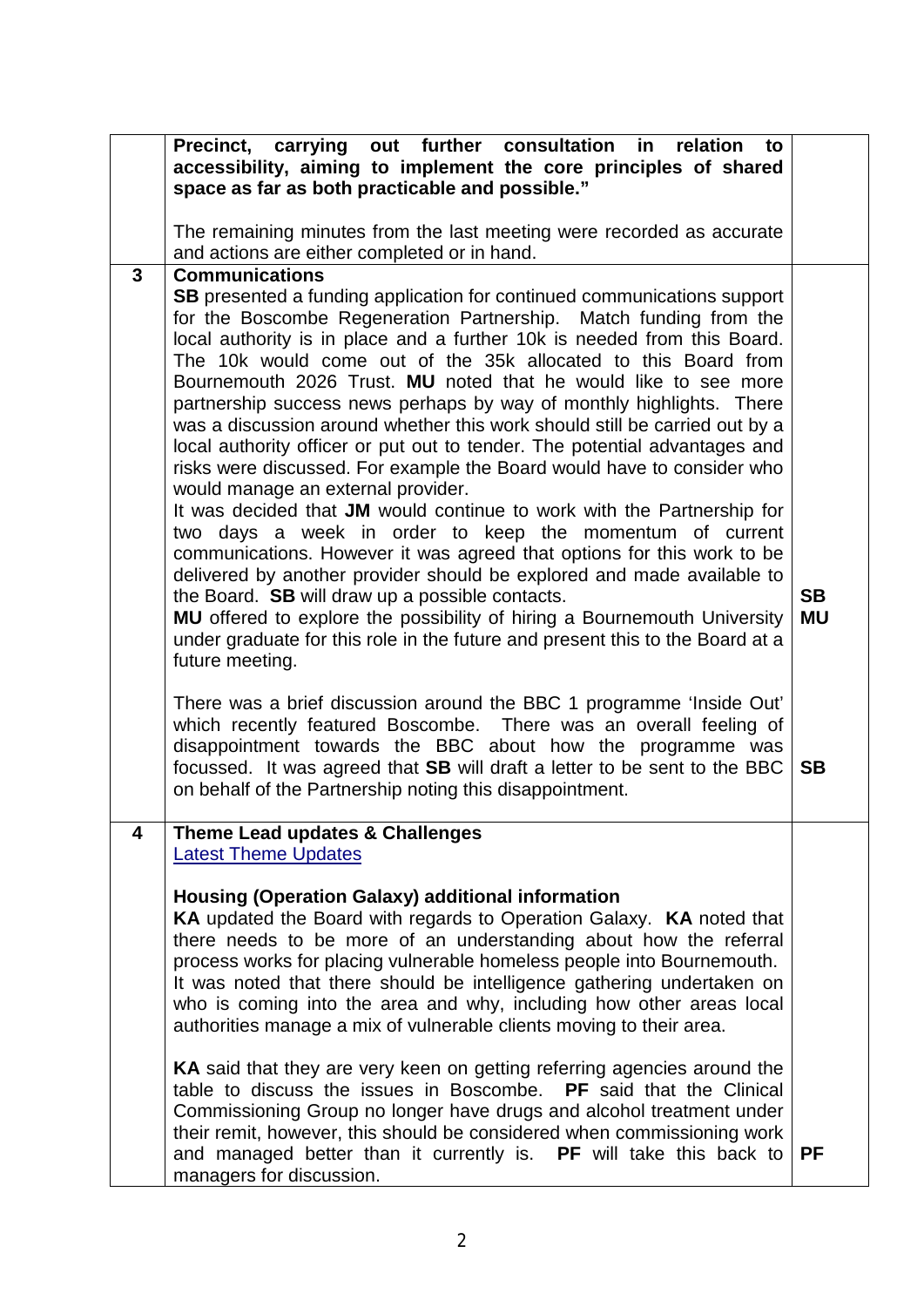| | | |
|---|---|---|
| | **Precinct, carrying out further consultation in relation to accessibility, aiming to implement the core principles of shared space as far as both practicable and possible."**<br><br>The remaining minutes from the last meeting were recorded as accurate and actions are either completed or in hand. | |
| **3** | **Communications**<br>**SB** presented a funding application for continued communications support for the Boscombe Regeneration Partnership. Match funding from the local authority is in place and a further 10k is needed from this Board. The 10k would come out of the 35k allocated to this Board from Bournemouth 2026 Trust. **MU** noted that he would like to see more partnership success news perhaps by way of monthly highlights. There was a discussion around whether this work should still be carried out by a local authority officer or put out to tender. The potential advantages and risks were discussed. For example the Board would have to consider who would manage an external provider.<br>It was decided that **JM** would continue to work with the Partnership for two days a week in order to keep the momentum of current communications. However it was agreed that options for this work to be delivered by another provider should be explored and made available to the Board. **SB** will draw up a possible contacts.<br>**MU** offered to explore the possibility of hiring a Bournemouth University under graduate for this role in the future and present this to the Board at a future meeting.<br><br>There was a brief discussion around the BBC 1 programme 'Inside Out' which recently featured Boscombe. There was an overall feeling of disappointment towards the BBC about how the programme was focussed. It was agreed that **SB** will draft a letter to be sent to the BBC on behalf of the Partnership noting this disappointment. | **SB**<br>**MU**<br><br><br><br><br><br>**SB** |
| **4** | **Theme Lead updates & Challenges**<br>[Latest Theme Updates]<br><br>**Housing (Operation Galaxy) additional information**<br>**KA** updated the Board with regards to Operation Galaxy. **KA** noted that there needs to be more of an understanding about how the referral process works for placing vulnerable homeless people into Bournemouth. It was noted that there should be intelligence gathering undertaken on who is coming into the area and why, including how other areas local authorities manage a mix of vulnerable clients moving to their area.<br><br>**KA** said that they are very keen on getting referring agencies around the table to discuss the issues in Boscombe. **PF** said that the Clinical Commissioning Group no longer have drugs and alcohol treatment under their remit, however, this should be considered when commissioning work and managed better than it currently is. **PF** will take this back to managers for discussion. | **PF** |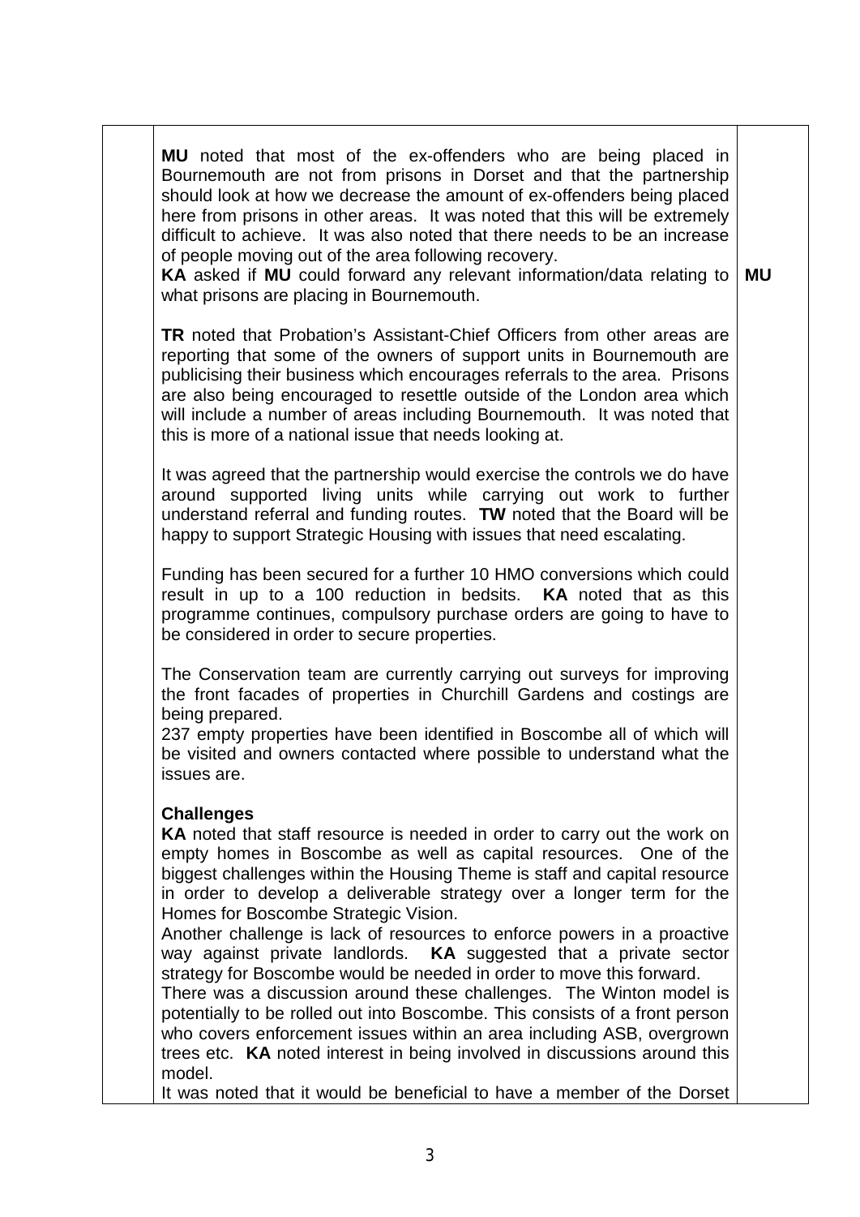| | | |
|---|---|---|
| | **MU** noted that most of the ex-offenders who are being placed in Bournemouth are not from prisons in Dorset and that the partnership should look at how we decrease the amount of ex-offenders being placed here from prisons in other areas. It was noted that this will be extremely difficult to achieve. It was also noted that there needs to be an increase of people moving out of the area following recovery.<br>**KA** asked if **MU** could forward any relevant information/data relating to what prisons are placing in Bournemouth.<br><br>**TR** noted that Probation's Assistant-Chief Officers from other areas are reporting that some of the owners of support units in Bournemouth are publicising their business which encourages referrals to the area. Prisons are also being encouraged to resettle outside of the London area which will include a number of areas including Bournemouth. It was noted that this is more of a national issue that needs looking at.<br><br>It was agreed that the partnership would exercise the controls we do have around supported living units while carrying out work to further understand referral and funding routes. **TW** noted that the Board will be happy to support Strategic Housing with issues that need escalating.<br><br>Funding has been secured for a further 10 HMO conversions which could result in up to a 100 reduction in bedsits. **KA** noted that as this programme continues, compulsory purchase orders are going to have to be considered in order to secure properties.<br><br>The Conservation team are currently carrying out surveys for improving the front facades of properties in Churchill Gardens and costings are being prepared.<br>237 empty properties have been identified in Boscombe all of which will be visited and owners contacted where possible to understand what the issues are.<br><br>**Challenges**<br>**KA** noted that staff resource is needed in order to carry out the work on empty homes in Boscombe as well as capital resources. One of the biggest challenges within the Housing Theme is staff and capital resource in order to develop a deliverable strategy over a longer term for the Homes for Boscombe Strategic Vision.<br>Another challenge is lack of resources to enforce powers in a proactive way against private landlords. **KA** suggested that a private sector strategy for Boscombe would be needed in order to move this forward.<br>There was a discussion around these challenges. The Winton model is potentially to be rolled out into Boscombe. This consists of a front person who covers enforcement issues within an area including ASB, overgrown trees etc. **KA** noted interest in being involved in discussions around this model.<br>It was noted that it would be beneficial to have a member of the Dorset | **MU** |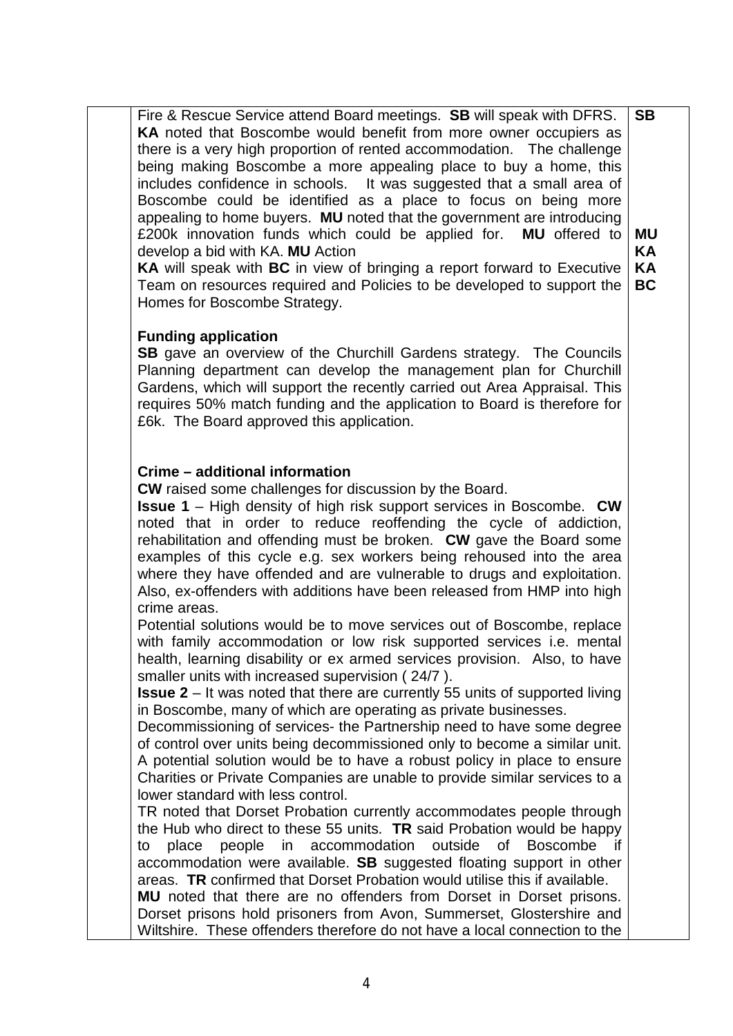| | | |
|---|---|---|
| | Fire & Rescue Service attend Board meetings. **SB** will speak with DFRS.<br>**KA** noted that Boscombe would benefit from more owner occupiers as there is a very high proportion of rented accommodation. The challenge being making Boscombe a more appealing place to buy a home, this includes confidence in schools. It was suggested that a small area of Boscombe could be identified as a place to focus on being more appealing to home buyers. **MU** noted that the government are introducing £200k innovation funds which could be applied for. **MU** offered to develop a bid with KA. **MU** Action<br>**KA** will speak with **BC** in view of bringing a report forward to Executive Team on resources required and Policies to be developed to support the Homes for Boscombe Strategy.<br><br>**Funding application**<br>**SB** gave an overview of the Churchill Gardens strategy. The Councils Planning department can develop the management plan for Churchill Gardens, which will support the recently carried out Area Appraisal. This requires 50% match funding and the application to Board is therefore for £6k. The Board approved this application.<br><br>**Crime – additional information**<br>**CW** raised some challenges for discussion by the Board.<br>**Issue 1** – High density of high risk support services in Boscombe. **CW** noted that in order to reduce reoffending the cycle of addiction, rehabilitation and offending must be broken. **CW** gave the Board some examples of this cycle e.g. sex workers being rehoused into the area where they have offended and are vulnerable to drugs and exploitation. Also, ex-offenders with additions have been released from HMP into high crime areas.<br>Potential solutions would be to move services out of Boscombe, replace with family accommodation or low risk supported services i.e. mental health, learning disability or ex armed services provision. Also, to have smaller units with increased supervision ( 24/7 ).<br>**Issue 2** – It was noted that there are currently 55 units of supported living in Boscombe, many of which are operating as private businesses.<br>Decommissioning of services- the Partnership need to have some degree of control over units being decommissioned only to become a similar unit. A potential solution would be to have a robust policy in place to ensure Charities or Private Companies are unable to provide similar services to a lower standard with less control.<br>TR noted that Dorset Probation currently accommodates people through the Hub who direct to these 55 units. **TR** said Probation would be happy to place people in accommodation outside of Boscombe if accommodation were available. **SB** suggested floating support in other areas. **TR** confirmed that Dorset Probation would utilise this if available.<br>**MU** noted that there are no offenders from Dorset in Dorset prisons. Dorset prisons hold prisoners from Avon, Summerset, Glostershire and Wiltshire. These offenders therefore do not have a local connection to the | **SB**<br><br><br><br><br><br><br>**MU**<br>**KA**<br>**KA**<br>**BC** |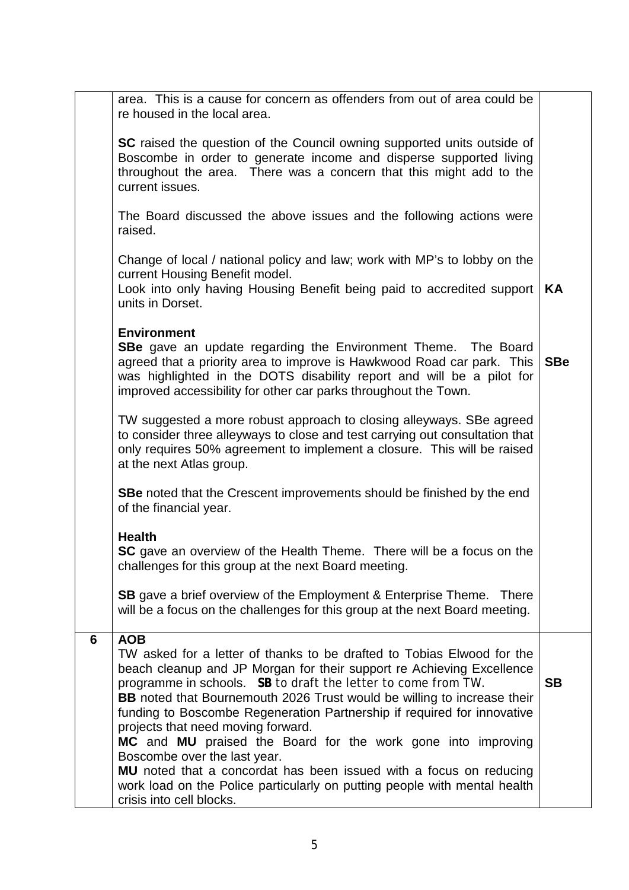| | | |
|---|---|---|
| | area. This is a cause for concern as offenders from out of area could be re housed in the local area.<br><br>**SC** raised the question of the Council owning supported units outside of Boscombe in order to generate income and disperse supported living throughout the area. There was a concern that this might add to the current issues.<br><br>The Board discussed the above issues and the following actions were raised.<br><br>Change of local / national policy and law; work with MP's to lobby on the current Housing Benefit model.<br>Look into only having Housing Benefit being paid to accredited support units in Dorset.<br><br>**Environment**<br>**SBe** gave an update regarding the Environment Theme. The Board agreed that a priority area to improve is Hawkwood Road car park. This was highlighted in the DOTS disability report and will be a pilot for improved accessibility for other car parks throughout the Town.<br><br>TW suggested a more robust approach to closing alleyways. SBe agreed to consider three alleyways to close and test carrying out consultation that only requires 50% agreement to implement a closure. This will be raised at the next Atlas group.<br><br>**SBe** noted that the Crescent improvements should be finished by the end of the financial year.<br><br>**Health**<br>**SC** gave an overview of the Health Theme. There will be a focus on the challenges for this group at the next Board meeting.<br><br>**SB** gave a brief overview of the Employment & Enterprise Theme. There will be a focus on the challenges for this group at the next Board meeting. | **KA**<br><br>**SBe** |
| **6** | **AOB**<br>TW asked for a letter of thanks to be drafted to Tobias Elwood for the beach cleanup and JP Morgan for their support re Achieving Excellence programme in schools. **SB** to draft the letter to come from TW.<br>**BB** noted that Bournemouth 2026 Trust would be willing to increase their funding to Boscombe Regeneration Partnership if required for innovative projects that need moving forward.<br>**MC** and **MU** praised the Board for the work gone into improving Boscombe over the last year.<br>**MU** noted that a concordat has been issued with a focus on reducing work load on the Police particularly on putting people with mental health crisis into cell blocks. | **SB** |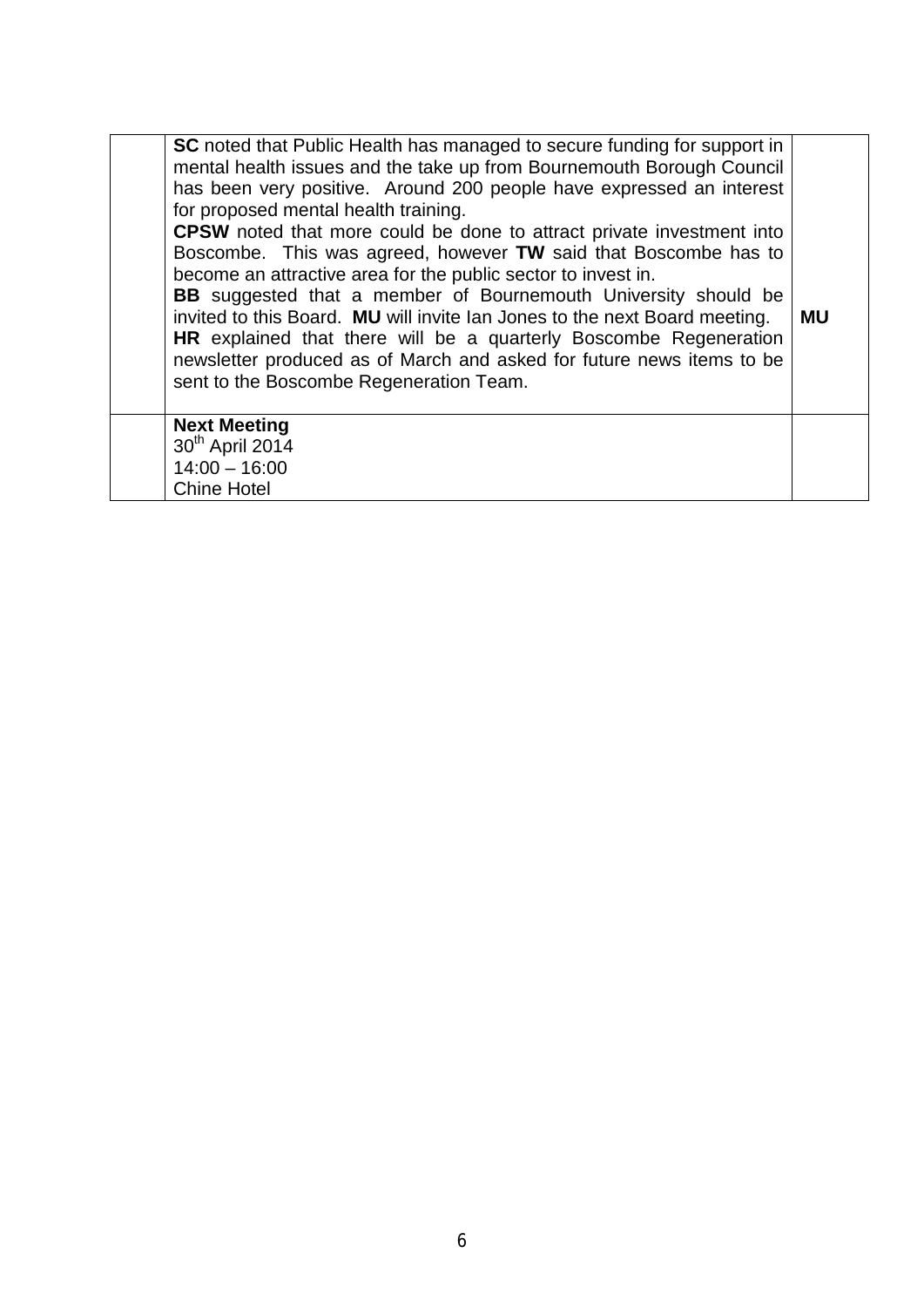| | | |
|---|---|---|
| | **SC** noted that Public Health has managed to secure funding for support in mental health issues and the take up from Bournemouth Borough Council has been very positive. Around 200 people have expressed an interest for proposed mental health training.<br>**CPSW** noted that more could be done to attract private investment into Boscombe. This was agreed, however **TW** said that Boscombe has to become an attractive area for the public sector to invest in.<br>**BB** suggested that a member of Bournemouth University should be invited to this Board. **MU** will invite Ian Jones to the next Board meeting.<br>**HR** explained that there will be a quarterly Boscombe Regeneration newsletter produced as of March and asked for future news items to be sent to the Boscombe Regeneration Team. | **MU** |
| | **Next Meeting**<br>30th April 2014<br>14:00 – 16:00<br>Chine Hotel | |